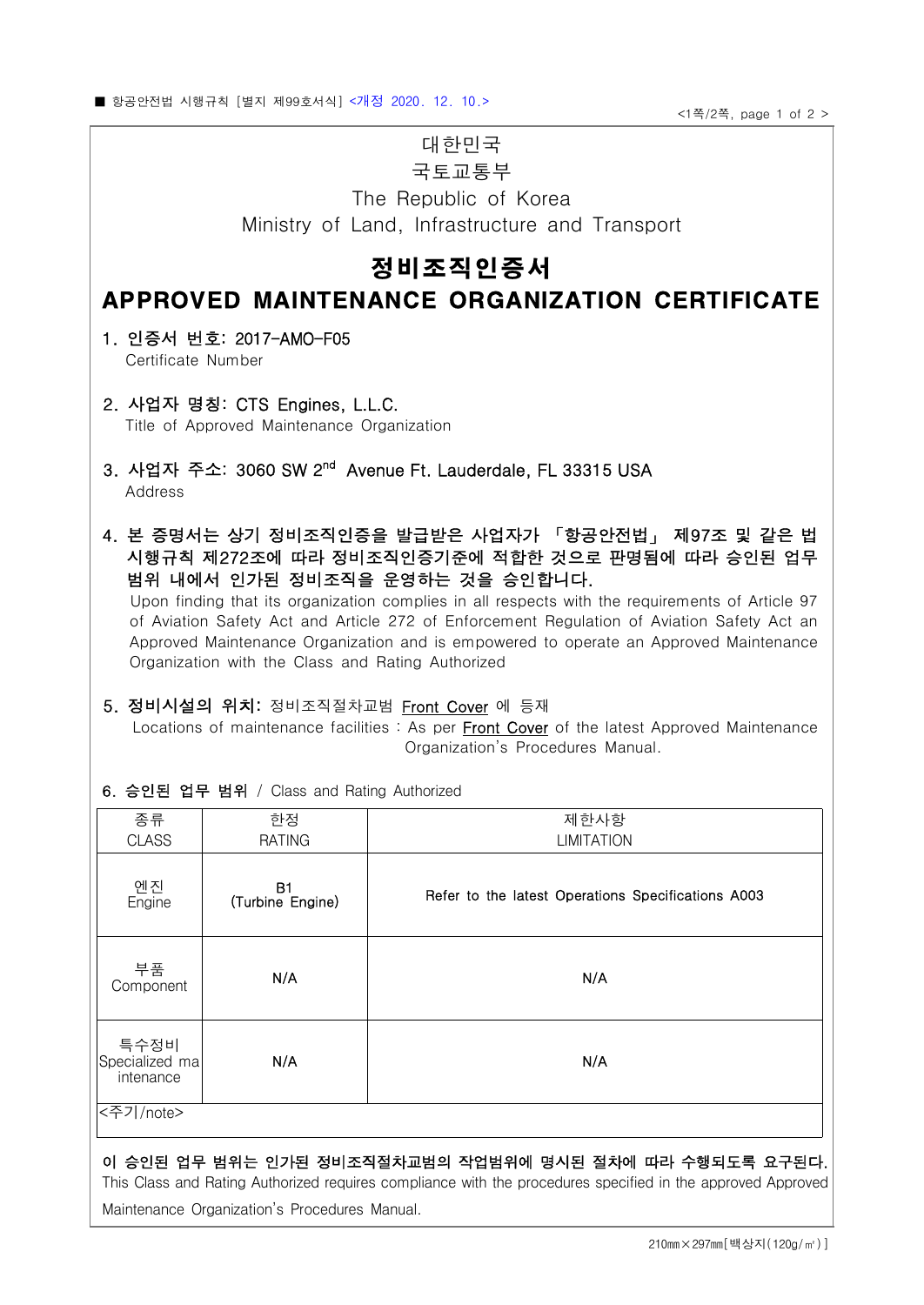■ 항공안전법 시행규칙 [별지 제99호서식] <개정 2020. 12. 10.>

대한민국
국토교통부
The Republic of Korea
Ministry of Land, Infrastructure and Transport

# 정비조직인증서
# APPROVED MAINTENANCE ORGANIZATION CERTIFICATE

1. **인증서 번호: 2017-AMO-F05**
   Certificate Number

2. **사업자 명칭: CTS Engines, L.L.C.**
   Title of Approved Maintenance Organization

3. **사업자 주소: 3060 SW 2nd Avenue Ft. Lauderdale, FL 33315 USA**
   Address

4. **본 증명서는 상기 정비조직인증을 발급받은 사업자가 「항공안전법」 제97조 및 같은 법 시행규칙 제272조에 따라 정비조직인증기준에 적합한 것으로 판명됨에 따라 승인된 업무 범위 내에서 인가된 정비조직을 운영하는 것을 승인합니다.**
   Upon finding that its organization complies in all respects with the requirements of Article 97 of Aviation Safety Act and Article 272 of Enforcement Regulation of Aviation Safety Act an Approved Maintenance Organization and is empowered to operate an Approved Maintenance Organization with the Class and Rating Authorized

5. **정비시설의 위치:** 정비조직절차교범 Front Cover 에 등재
   Locations of maintenance facilities : As per Front Cover of the latest Approved Maintenance Organization's Procedures Manual.

6. **승인된 업무 범위** / Class and Rating Authorized

| 종류<br>CLASS | 한정<br>RATING | 제한사항<br>LIMITATION |
|---|---|---|
| 엔진<br>Engine | B1<br>(Turbine Engine) | Refer to the latest Operations Specifications A003 |
| 부품<br>Component | N/A | N/A |
| 특수정비<br>Specialized maintenance | N/A | N/A |
| <주기/note> | | |

**이 승인된 업무 범위는 인가된 정비조직절차교범의 작업범위에 명시된 절차에 따라 수행되도록 요구된다.**
This Class and Rating Authorized requires compliance with the procedures specified in the approved Approved Maintenance Organization's Procedures Manual.

210㎜×297㎜[백상지(120g/㎡)]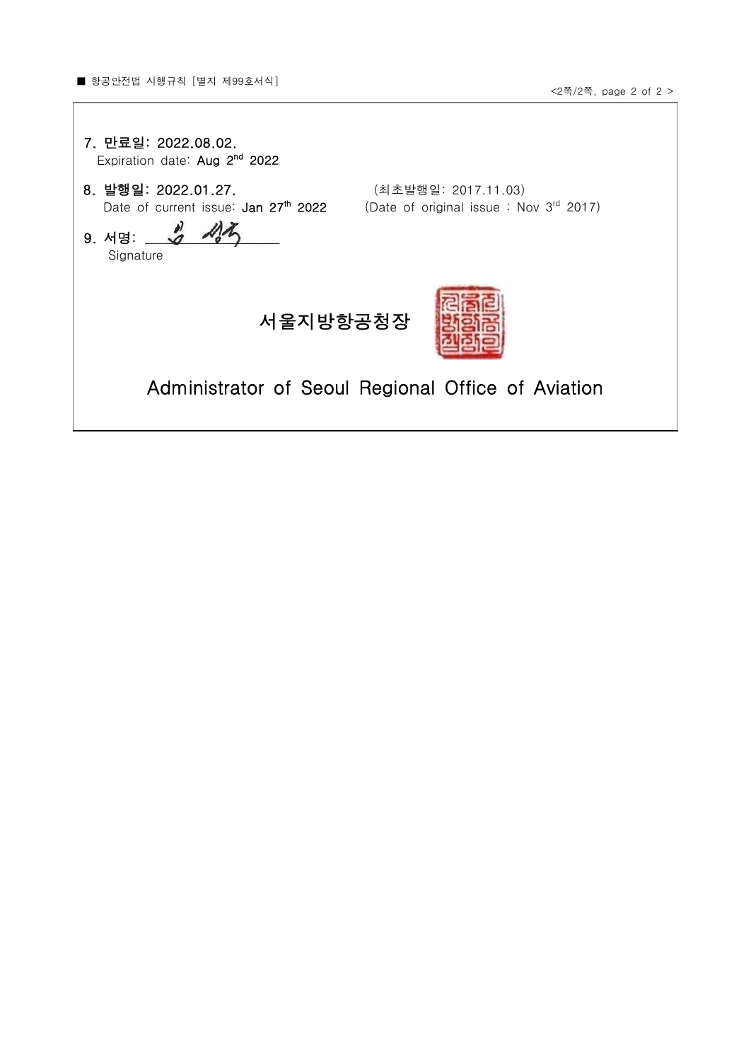■ 항공안전법 시행규칙 [별지 제99호서식]

**7. 만료일: 2022.08.02.**
Expiration date: **Aug 2nd 2022**

**8. 발행일: 2022.01.27.** (최초발행일: 2017.11.03)
Date of current issue: **Jan 27th 2022** (Date of original issue : Nov 3rd 2017)

**9. 서명:** ____________
Signature

**서울지방항공청장**

Administrator of Seoul Regional Office of Aviation